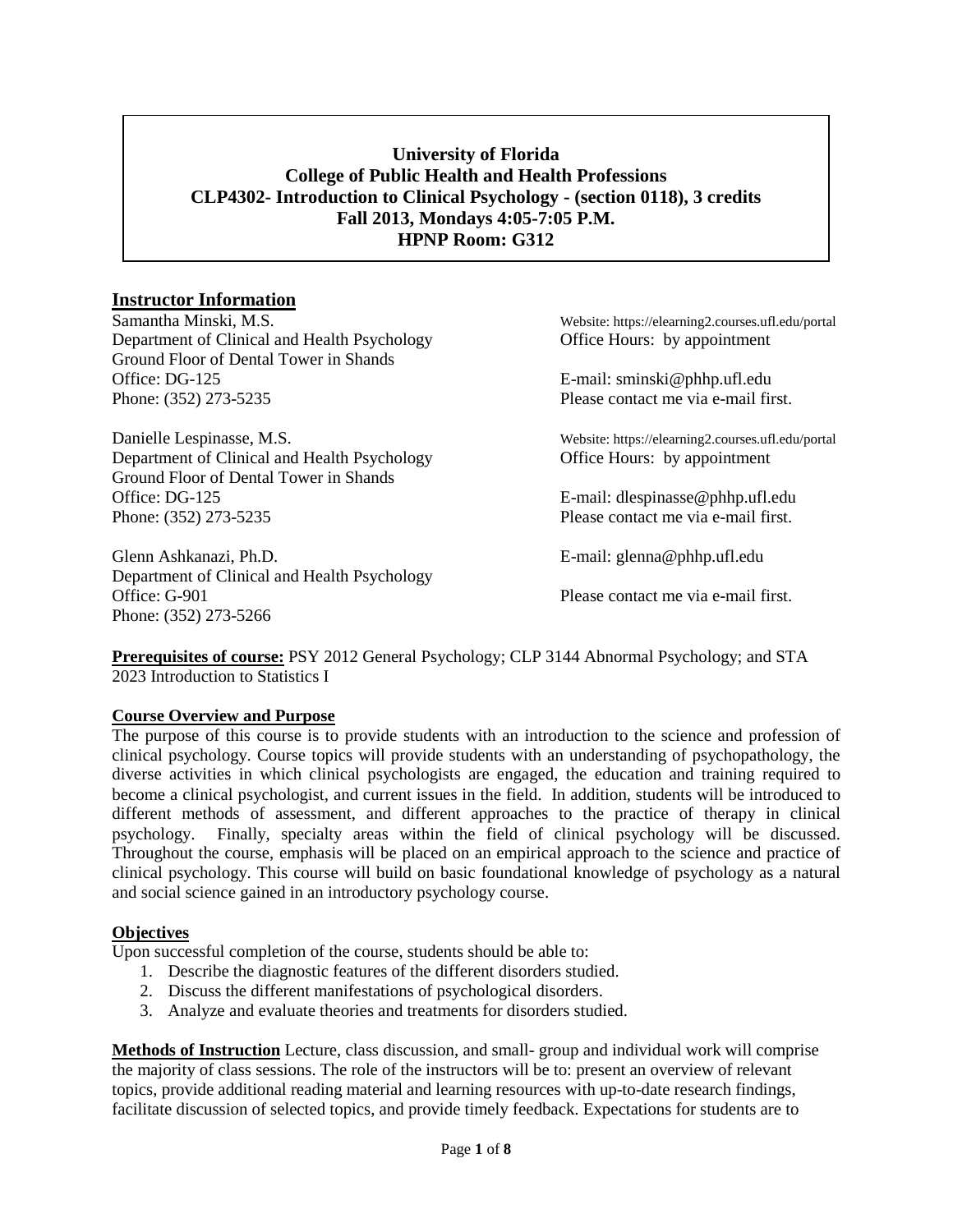**University of Florida**
**College of Public Health and Health Professions**
**CLP4302- Introduction to Clinical Psychology - (section 0118), 3 credits**
**Fall 2013, Mondays 4:05-7:05 P.M.**
**HPNP Room: G312**

## Instructor Information

Samantha Minski, M.S.
Department of Clinical and Health Psychology
Ground Floor of Dental Tower in Shands
Office: DG-125
Phone: (352) 273-5235

Website: https://elearning2.courses.ufl.edu/portal
Office Hours: by appointment
E-mail: sminski@phhp.ufl.edu
Please contact me via e-mail first.

Danielle Lespinasse, M.S.
Department of Clinical and Health Psychology
Ground Floor of Dental Tower in Shands
Office: DG-125
Phone: (352) 273-5235

Website: https://elearning2.courses.ufl.edu/portal
Office Hours: by appointment
E-mail: dlespinasse@phhp.ufl.edu
Please contact me via e-mail first.

Glenn Ashkanazi, Ph.D.
Department of Clinical and Health Psychology
Office: G-901
Phone: (352) 273-5266

E-mail: glenna@phhp.ufl.edu
Please contact me via e-mail first.

**Prerequisites of course:** PSY 2012 General Psychology; CLP 3144 Abnormal Psychology; and STA 2023 Introduction to Statistics I

### Course Overview and Purpose

The purpose of this course is to provide students with an introduction to the science and profession of clinical psychology. Course topics will provide students with an understanding of psychopathology, the diverse activities in which clinical psychologists are engaged, the education and training required to become a clinical psychologist, and current issues in the field. In addition, students will be introduced to different methods of assessment, and different approaches to the practice of therapy in clinical psychology. Finally, specialty areas within the field of clinical psychology will be discussed. Throughout the course, emphasis will be placed on an empirical approach to the science and practice of clinical psychology. This course will build on basic foundational knowledge of psychology as a natural and social science gained in an introductory psychology course.

### Objectives

Upon successful completion of the course, students should be able to:

1. Describe the diagnostic features of the different disorders studied.
2. Discuss the different manifestations of psychological disorders.
3. Analyze and evaluate theories and treatments for disorders studied.

**Methods of Instruction** Lecture, class discussion, and small- group and individual work will comprise the majority of class sessions. The role of the instructors will be to: present an overview of relevant topics, provide additional reading material and learning resources with up-to-date research findings, facilitate discussion of selected topics, and provide timely feedback. Expectations for students are to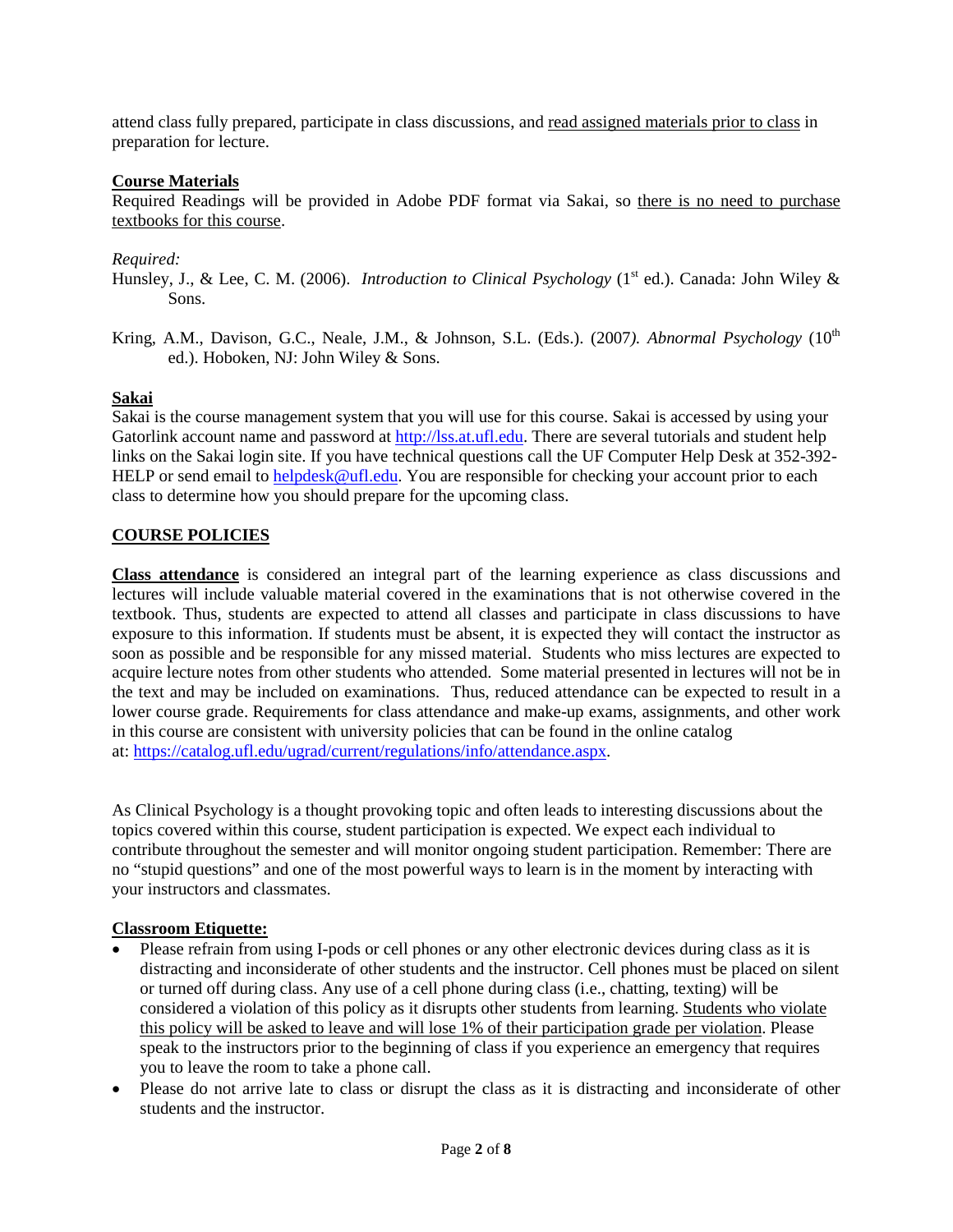attend class fully prepared, participate in class discussions, and read assigned materials prior to class in preparation for lecture.

**Course Materials**

Required Readings will be provided in Adobe PDF format via Sakai, so there is no need to purchase textbooks for this course.

*Required:*

Hunsley, J., & Lee, C. M. (2006). *Introduction to Clinical Psychology* (1st ed.). Canada: John Wiley & Sons.

Kring, A.M., Davison, G.C., Neale, J.M., & Johnson, S.L. (Eds.). (2007). *Abnormal Psychology* (10th ed.). Hoboken, NJ: John Wiley & Sons.

**Sakai**

Sakai is the course management system that you will use for this course. Sakai is accessed by using your Gatorlink account name and password at http://lss.at.ufl.edu. There are several tutorials and student help links on the Sakai login site. If you have technical questions call the UF Computer Help Desk at 352-392-HELP or send email to helpdesk@ufl.edu. You are responsible for checking your account prior to each class to determine how you should prepare for the upcoming class.

## COURSE POLICIES

**Class attendance** is considered an integral part of the learning experience as class discussions and lectures will include valuable material covered in the examinations that is not otherwise covered in the textbook. Thus, students are expected to attend all classes and participate in class discussions to have exposure to this information. If students must be absent, it is expected they will contact the instructor as soon as possible and be responsible for any missed material. Students who miss lectures are expected to acquire lecture notes from other students who attended. Some material presented in lectures will not be in the text and may be included on examinations. Thus, reduced attendance can be expected to result in a lower course grade. Requirements for class attendance and make-up exams, assignments, and other work in this course are consistent with university policies that can be found in the online catalog at: https://catalog.ufl.edu/ugrad/current/regulations/info/attendance.aspx.

As Clinical Psychology is a thought provoking topic and often leads to interesting discussions about the topics covered within this course, student participation is expected. We expect each individual to contribute throughout the semester and will monitor ongoing student participation. Remember: There are no "stupid questions" and one of the most powerful ways to learn is in the moment by interacting with your instructors and classmates.

**Classroom Etiquette:**

- Please refrain from using I-pods or cell phones or any other electronic devices during class as it is distracting and inconsiderate of other students and the instructor. Cell phones must be placed on silent or turned off during class. Any use of a cell phone during class (i.e., chatting, texting) will be considered a violation of this policy as it disrupts other students from learning. Students who violate this policy will be asked to leave and will lose 1% of their participation grade per violation. Please speak to the instructors prior to the beginning of class if you experience an emergency that requires you to leave the room to take a phone call.
- Please do not arrive late to class or disrupt the class as it is distracting and inconsiderate of other students and the instructor.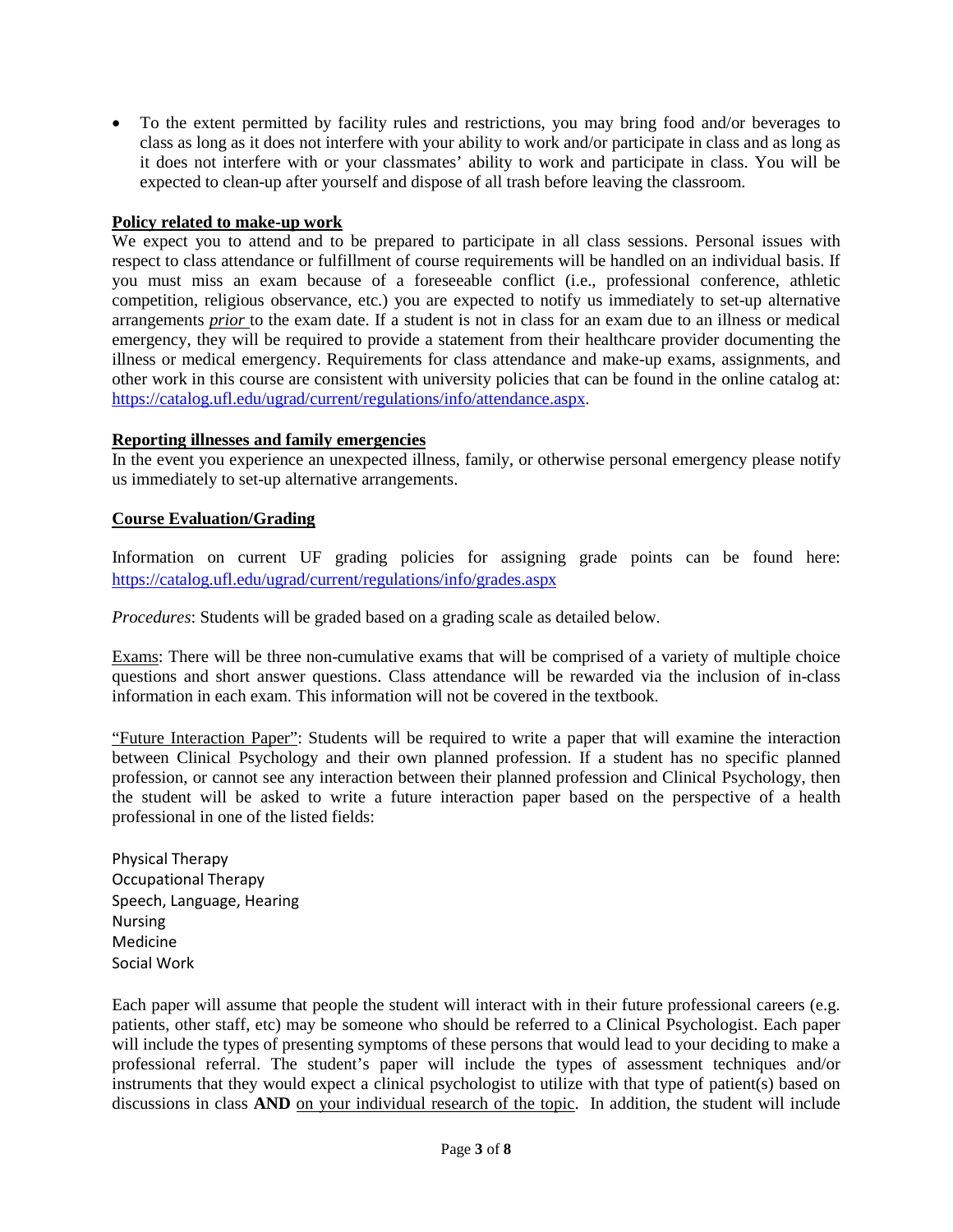- To the extent permitted by facility rules and restrictions, you may bring food and/or beverages to class as long as it does not interfere with your ability to work and/or participate in class and as long as it does not interfere with or your classmates' ability to work and participate in class. You will be expected to clean-up after yourself and dispose of all trash before leaving the classroom.

**Policy related to make-up work**

We expect you to attend and to be prepared to participate in all class sessions. Personal issues with respect to class attendance or fulfillment of course requirements will be handled on an individual basis. If you must miss an exam because of a foreseeable conflict (i.e., professional conference, athletic competition, religious observance, etc.) you are expected to notify us immediately to set-up alternative arrangements *prior* to the exam date. If a student is not in class for an exam due to an illness or medical emergency, they will be required to provide a statement from their healthcare provider documenting the illness or medical emergency. Requirements for class attendance and make-up exams, assignments, and other work in this course are consistent with university policies that can be found in the online catalog at: https://catalog.ufl.edu/ugrad/current/regulations/info/attendance.aspx.

**Reporting illnesses and family emergencies**

In the event you experience an unexpected illness, family, or otherwise personal emergency please notify us immediately to set-up alternative arrangements.

**Course Evaluation/Grading**

Information on current UF grading policies for assigning grade points can be found here: https://catalog.ufl.edu/ugrad/current/regulations/info/grades.aspx

*Procedures*: Students will be graded based on a grading scale as detailed below.

Exams: There will be three non-cumulative exams that will be comprised of a variety of multiple choice questions and short answer questions. Class attendance will be rewarded via the inclusion of in-class information in each exam. This information will not be covered in the textbook.

"Future Interaction Paper": Students will be required to write a paper that will examine the interaction between Clinical Psychology and their own planned profession. If a student has no specific planned profession, or cannot see any interaction between their planned profession and Clinical Psychology, then the student will be asked to write a future interaction paper based on the perspective of a health professional in one of the listed fields:

Physical Therapy
Occupational Therapy
Speech, Language, Hearing
Nursing
Medicine
Social Work

Each paper will assume that people the student will interact with in their future professional careers (e.g. patients, other staff, etc) may be someone who should be referred to a Clinical Psychologist. Each paper will include the types of presenting symptoms of these persons that would lead to your deciding to make a professional referral. The student's paper will include the types of assessment techniques and/or instruments that they would expect a clinical psychologist to utilize with that type of patient(s) based on discussions in class **AND** on your individual research of the topic. In addition, the student will include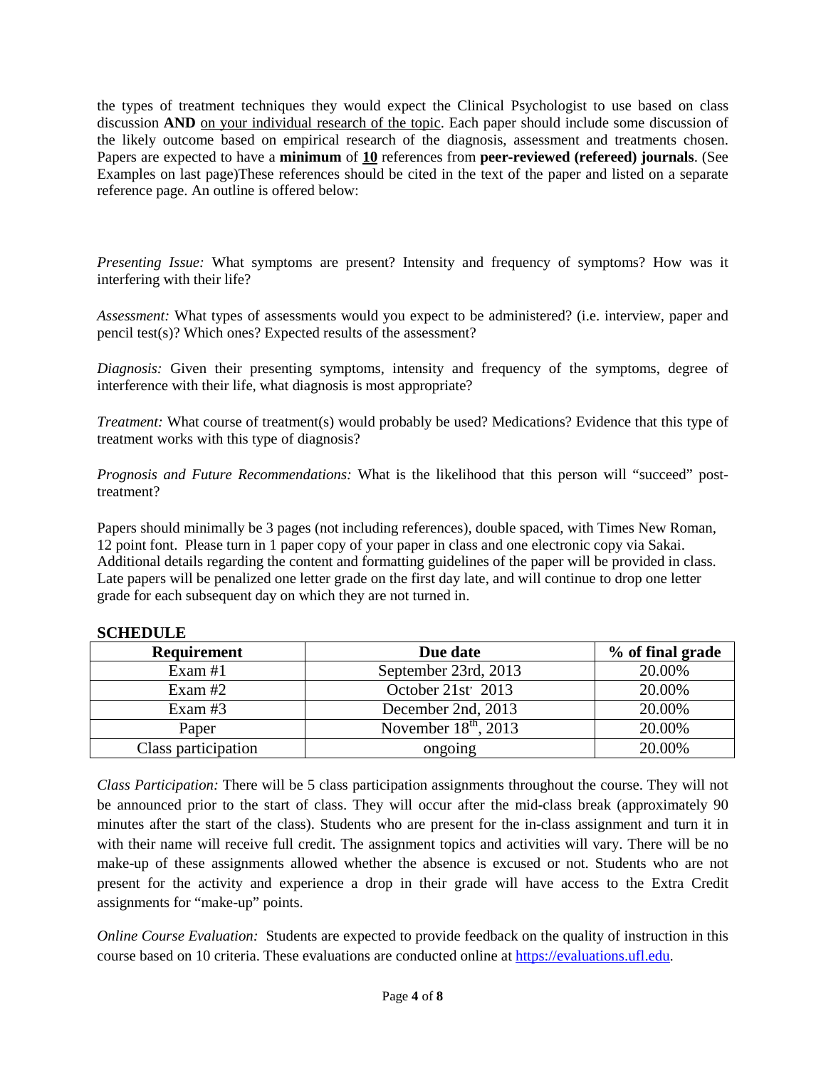the types of treatment techniques they would expect the Clinical Psychologist to use based on class discussion **AND** <u>on your individual research of the topic</u>. Each paper should include some discussion of the likely outcome based on empirical research of the diagnosis, assessment and treatments chosen. Papers are expected to have a **minimum** of **<u>10</u>** references from **peer-reviewed (refereed) journals**. (See Examples on last page)These references should be cited in the text of the paper and listed on a separate reference page. An outline is offered below:

*Presenting Issue:* What symptoms are present? Intensity and frequency of symptoms? How was it interfering with their life?

*Assessment:* What types of assessments would you expect to be administered? (i.e. interview, paper and pencil test(s)? Which ones? Expected results of the assessment?

*Diagnosis:* Given their presenting symptoms, intensity and frequency of the symptoms, degree of interference with their life, what diagnosis is most appropriate?

*Treatment:* What course of treatment(s) would probably be used? Medications? Evidence that this type of treatment works with this type of diagnosis?

*Prognosis and Future Recommendations:* What is the likelihood that this person will "succeed" post-treatment?

Papers should minimally be 3 pages (not including references), double spaced, with Times New Roman, 12 point font. Please turn in 1 paper copy of your paper in class and one electronic copy via Sakai. Additional details regarding the content and formatting guidelines of the paper will be provided in class. Late papers will be penalized one letter grade on the first day late, and will continue to drop one letter grade for each subsequent day on which they are not turned in.

**SCHEDULE**

| Requirement | Due date | % of final grade |
|---|---|---|
| Exam #1 | September 23rd, 2013 | 20.00% |
| Exam #2 | October 21st, 2013 | 20.00% |
| Exam #3 | December 2nd, 2013 | 20.00% |
| Paper | November 18th, 2013 | 20.00% |
| Class participation | ongoing | 20.00% |

*Class Participation:* There will be 5 class participation assignments throughout the course. They will not be announced prior to the start of class. They will occur after the mid-class break (approximately 90 minutes after the start of the class). Students who are present for the in-class assignment and turn it in with their name will receive full credit. The assignment topics and activities will vary. There will be no make-up of these assignments allowed whether the absence is excused or not. Students who are not present for the activity and experience a drop in their grade will have access to the Extra Credit assignments for "make-up" points.

*Online Course Evaluation:* Students are expected to provide feedback on the quality of instruction in this course based on 10 criteria. These evaluations are conducted online at https://evaluations.ufl.edu.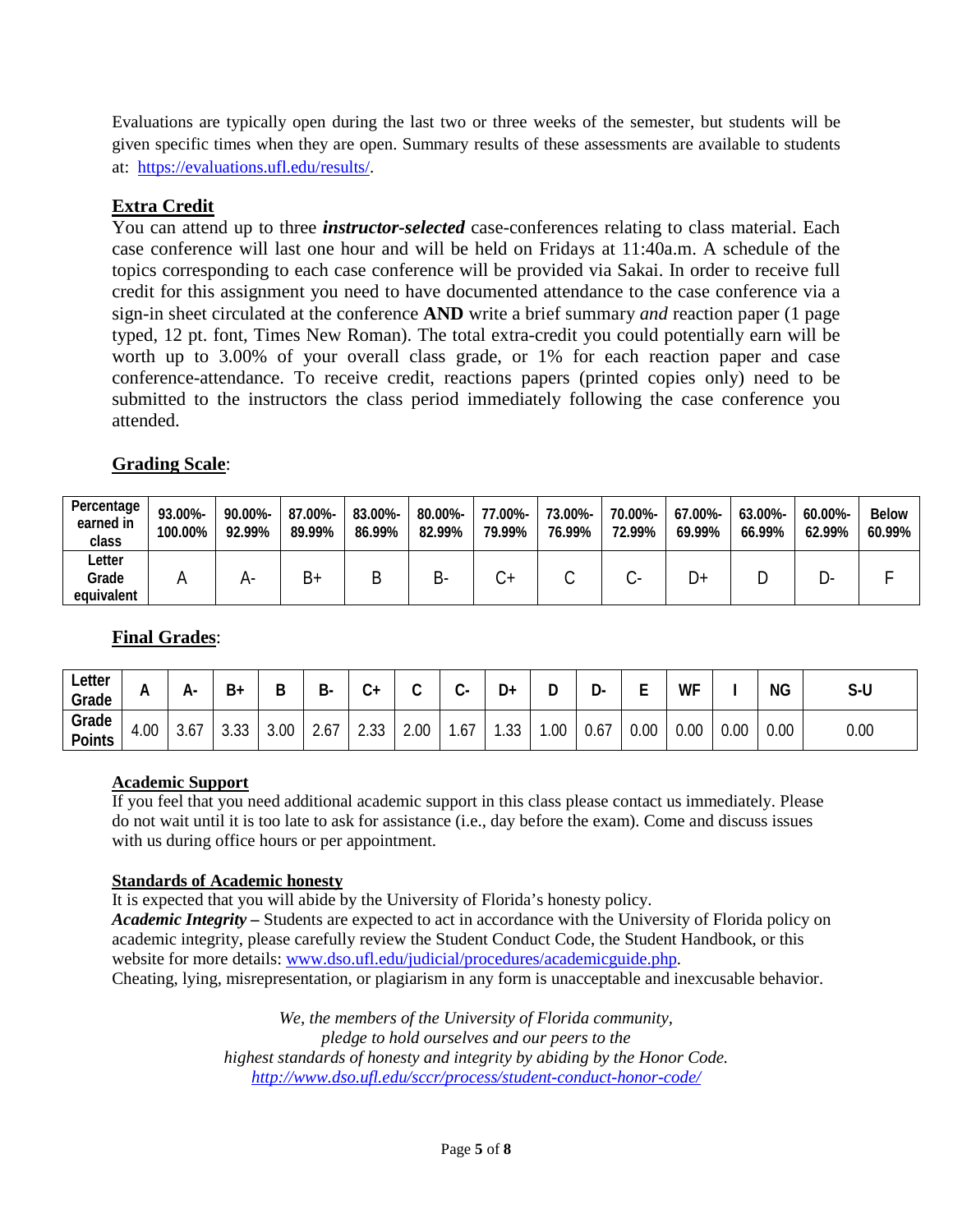Evaluations are typically open during the last two or three weeks of the semester, but students will be given specific times when they are open. Summary results of these assessments are available to students at: https://evaluations.ufl.edu/results/.

## Extra Credit

You can attend up to three ***instructor-selected*** case-conferences relating to class material. Each case conference will last one hour and will be held on Fridays at 11:40a.m. A schedule of the topics corresponding to each case conference will be provided via Sakai. In order to receive full credit for this assignment you need to have documented attendance to the case conference via a sign-in sheet circulated at the conference **AND** write a brief summary *and* reaction paper (1 page typed, 12 pt. font, Times New Roman). The total extra-credit you could potentially earn will be worth up to 3.00% of your overall class grade, or 1% for each reaction paper and case conference-attendance. To receive credit, reactions papers (printed copies only) need to be submitted to the instructors the class period immediately following the case conference you attended.

## Grading Scale:

| Percentage earned in class | 93.00%-100.00% | 90.00%-92.99% | 87.00%-89.99% | 83.00%-86.99% | 80.00%-82.99% | 77.00%-79.99% | 73.00%-76.99% | 70.00%-72.99% | 67.00%-69.99% | 63.00%-66.99% | 60.00%-62.99% | Below 60.99% |
|---|---|---|---|---|---|---|---|---|---|---|---|---|
| Letter Grade equivalent | A | A- | B+ | B | B- | C+ | C | C- | D+ | D | D- | F |

## Final Grades:

| Letter Grade | A | A- | B+ | B | B- | C+ | C | C- | D+ | D | D- | E | WF | I | NG | S-U |
|---|---|---|---|---|---|---|---|---|---|---|---|---|---|---|---|---|
| Grade Points | 4.00 | 3.67 | 3.33 | 3.00 | 2.67 | 2.33 | 2.00 | 1.67 | 1.33 | 1.00 | 0.67 | 0.00 | 0.00 | 0.00 | 0.00 | 0.00 |

### Academic Support

If you feel that you need additional academic support in this class please contact us immediately. Please do not wait until it is too late to ask for assistance (i.e., day before the exam). Come and discuss issues with us during office hours or per appointment.

### Standards of Academic honesty

It is expected that you will abide by the University of Florida's honesty policy.
***Academic Integrity –*** Students are expected to act in accordance with the University of Florida policy on academic integrity, please carefully review the Student Conduct Code, the Student Handbook, or this website for more details: www.dso.ufl.edu/judicial/procedures/academicguide.php.
Cheating, lying, misrepresentation, or plagiarism in any form is unacceptable and inexcusable behavior.

*We, the members of the University of Florida community,*
*pledge to hold ourselves and our peers to the*
*highest standards of honesty and integrity by abiding by the Honor Code.*
*http://www.dso.ufl.edu/sccr/process/student-conduct-honor-code/*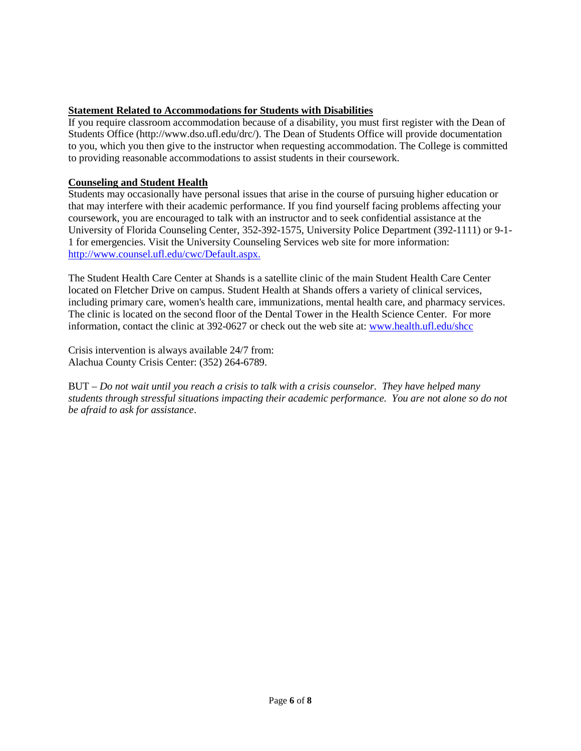## Statement Related to Accommodations for Students with Disabilities

If you require classroom accommodation because of a disability, you must first register with the Dean of Students Office (http://www.dso.ufl.edu/drc/). The Dean of Students Office will provide documentation to you, which you then give to the instructor when requesting accommodation. The College is committed to providing reasonable accommodations to assist students in their coursework.

## Counseling and Student Health

Students may occasionally have personal issues that arise in the course of pursuing higher education or that may interfere with their academic performance. If you find yourself facing problems affecting your coursework, you are encouraged to talk with an instructor and to seek confidential assistance at the University of Florida Counseling Center, 352-392-1575, University Police Department (392-1111) or 9-1-1 for emergencies. Visit the University Counseling Services web site for more information: [http://www.counsel.ufl.edu/cwc/Default.aspx.](http://www.counsel.ufl.edu/cwc/Default.aspx)

The Student Health Care Center at Shands is a satellite clinic of the main Student Health Care Center located on Fletcher Drive on campus. Student Health at Shands offers a variety of clinical services, including primary care, women's health care, immunizations, mental health care, and pharmacy services. The clinic is located on the second floor of the Dental Tower in the Health Science Center. For more information, contact the clinic at 392-0627 or check out the web site at: [www.health.ufl.edu/shcc](http://www.health.ufl.edu/shcc)

Crisis intervention is always available 24/7 from:
Alachua County Crisis Center: (352) 264-6789.

BUT – *Do not wait until you reach a crisis to talk with a crisis counselor. They have helped many students through stressful situations impacting their academic performance. You are not alone so do not be afraid to ask for assistance*.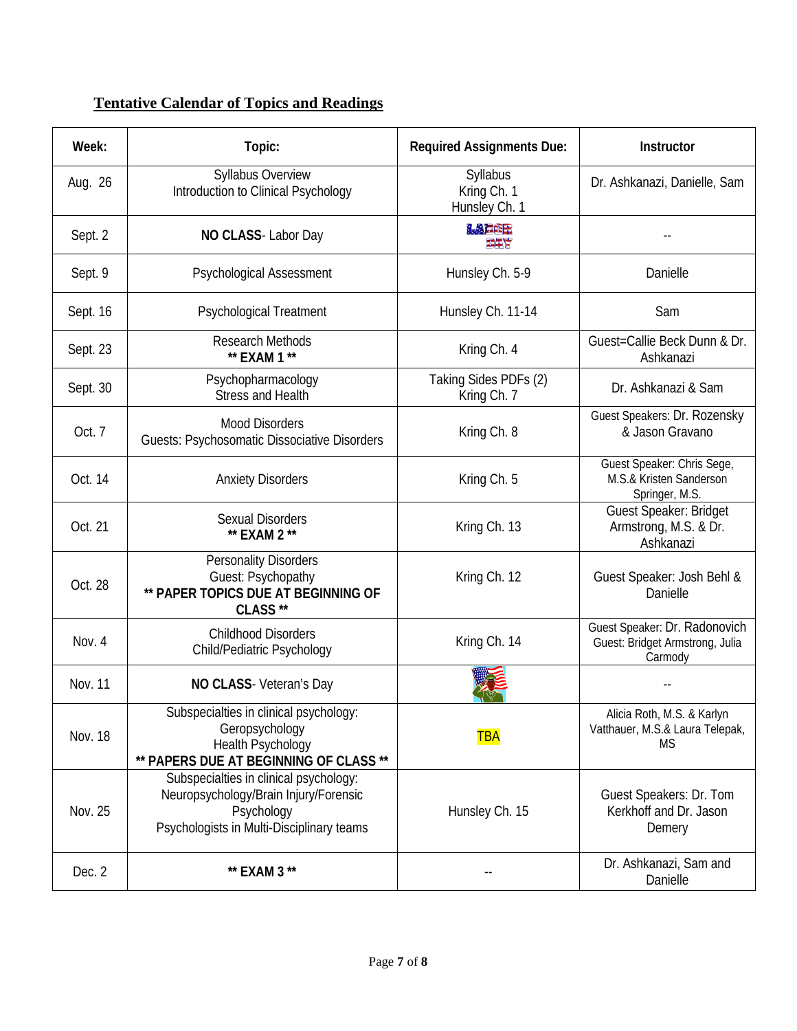## Tentative Calendar of Topics and Readings

| Week: | Topic: | Required Assignments Due: | Instructor |
|---|---|---|---|
| Aug. 26 | Syllabus Overview<br>Introduction to Clinical Psychology | Syllabus<br>Kring Ch. 1<br>Hunsley Ch. 1 | Dr. Ashkanazi, Danielle, Sam |
| Sept. 2 | **NO CLASS**- Labor Day | | -- |
| Sept. 9 | Psychological Assessment | Hunsley Ch. 5-9 | Danielle |
| Sept. 16 | Psychological Treatment | Hunsley Ch. 11-14 | Sam |
| Sept. 23 | Research Methods<br>**** EXAM 1 **** | Kring Ch. 4 | Guest=Callie Beck Dunn & Dr. Ashkanazi |
| Sept. 30 | Psychopharmacology<br>Stress and Health | Taking Sides PDFs (2)<br>Kring Ch. 7 | Dr. Ashkanazi & Sam |
| Oct. 7 | Mood Disorders<br>Guests: Psychosomatic Dissociative Disorders | Kring Ch. 8 | Guest Speakers: Dr. Rozensky & Jason Gravano |
| Oct. 14 | Anxiety Disorders | Kring Ch. 5 | Guest Speaker: Chris Sege, M.S.& Kristen Sanderson Springer, M.S. |
| Oct. 21 | Sexual Disorders<br>**** EXAM 2 **** | Kring Ch. 13 | Guest Speaker: Bridget Armstrong, M.S. & Dr. Ashkanazi |
| Oct. 28 | Personality Disorders<br>Guest: Psychopathy<br>**** PAPER TOPICS DUE AT BEGINNING OF CLASS **** | Kring Ch. 12 | Guest Speaker: Josh Behl & Danielle |
| Nov. 4 | Childhood Disorders<br>Child/Pediatric Psychology | Kring Ch. 14 | Guest Speaker: Dr. Radonovich<br>Guest: Bridget Armstrong, Julia Carmody |
| Nov. 11 | **NO CLASS**- Veteran's Day | | -- |
| Nov. 18 | Subspecialties in clinical psychology:<br>Geropsychology<br>Health Psychology<br>**** PAPERS DUE AT BEGINNING OF CLASS **** | TBA | Alicia Roth, M.S. & Karlyn Vatthauer, M.S.& Laura Telepak, MS |
| Nov. 25 | Subspecialties in clinical psychology:<br>Neuropsychology/Brain Injury/Forensic Psychology<br>Psychologists in Multi-Disciplinary teams | Hunsley Ch. 15 | Guest Speakers: Dr. Tom Kerkhoff and Dr. Jason Demery |
| Dec. 2 | **** EXAM 3 **** | -- | Dr. Ashkanazi, Sam and Danielle |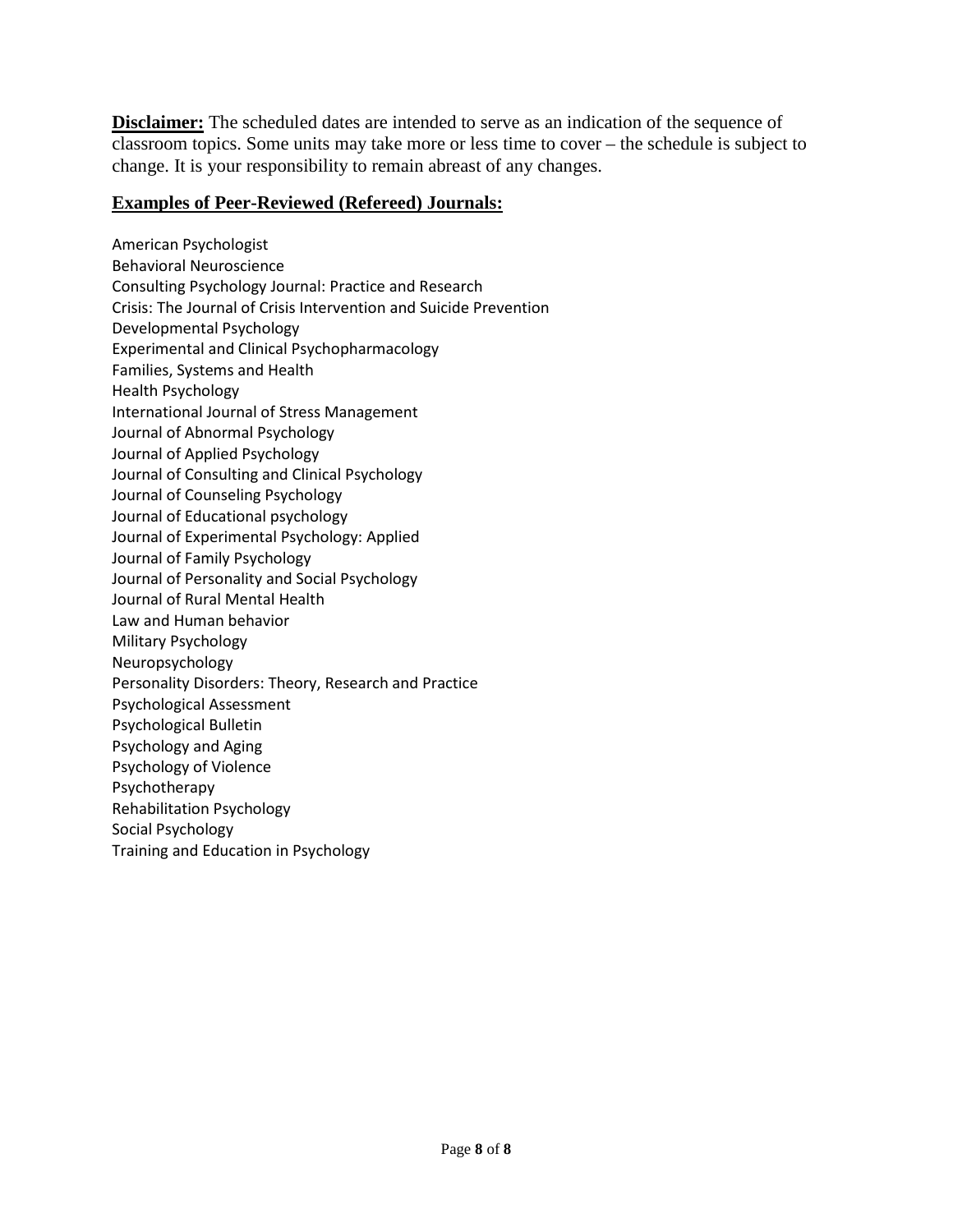**Disclaimer:** The scheduled dates are intended to serve as an indication of the sequence of classroom topics. Some units may take more or less time to cover – the schedule is subject to change. It is your responsibility to remain abreast of any changes.

## Examples of Peer-Reviewed (Refereed) Journals:

American Psychologist
Behavioral Neuroscience
Consulting Psychology Journal: Practice and Research
Crisis: The Journal of Crisis Intervention and Suicide Prevention
Developmental Psychology
Experimental and Clinical Psychopharmacology
Families, Systems and Health
Health Psychology
International Journal of Stress Management
Journal of Abnormal Psychology
Journal of Applied Psychology
Journal of Consulting and Clinical Psychology
Journal of Counseling Psychology
Journal of Educational psychology
Journal of Experimental Psychology: Applied
Journal of Family Psychology
Journal of Personality and Social Psychology
Journal of Rural Mental Health
Law and Human behavior
Military Psychology
Neuropsychology
Personality Disorders: Theory, Research and Practice
Psychological Assessment
Psychological Bulletin
Psychology and Aging
Psychology of Violence
Psychotherapy
Rehabilitation Psychology
Social Psychology
Training and Education in Psychology